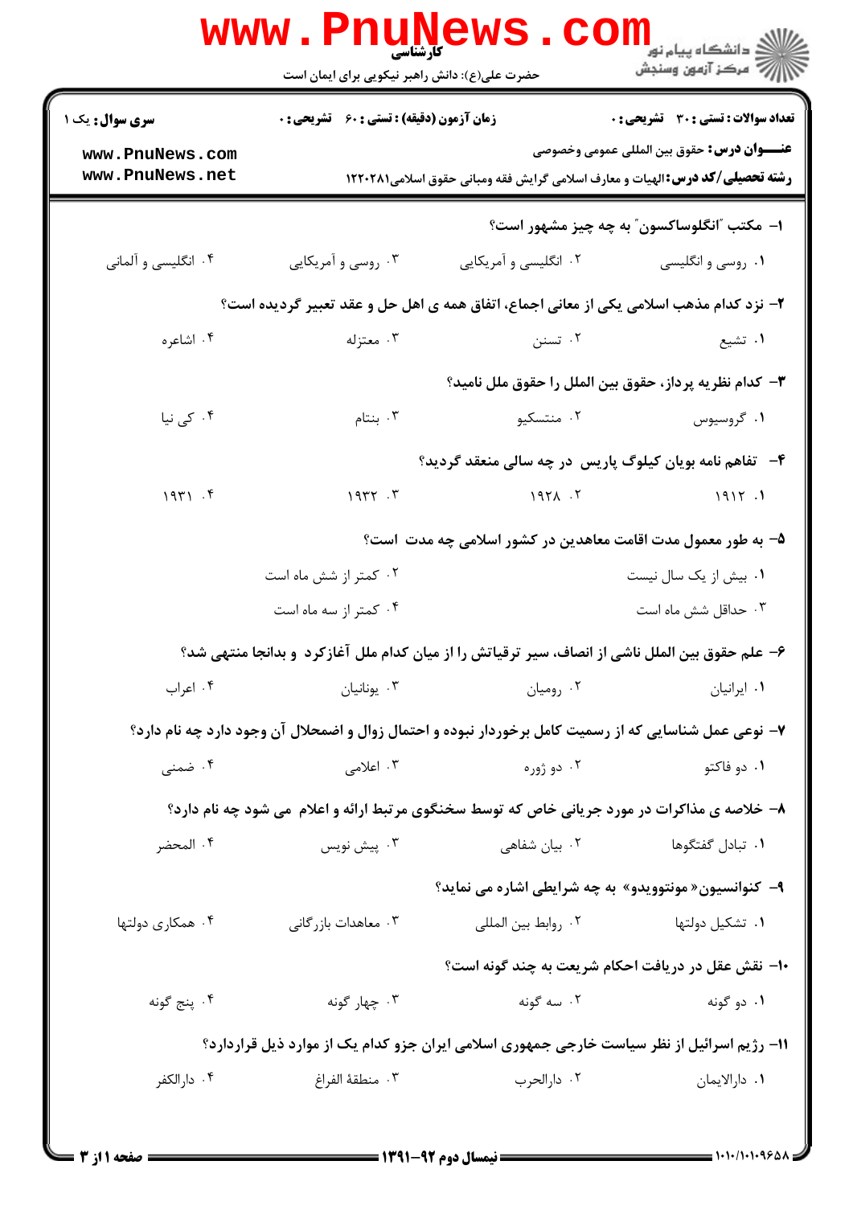کارشناسی

حضرت علی(ع): دانش راهبر نیکویی برای ایمان است

**سری سوال:** یک ۱

**زمان آزمون (دقیقه) : تستی :** ۶۰ **تشریحی :** ۰

**تعداد سوالات : تستی :** ۳۰ **تشریحی :** ۰

**عنـــوان درس:** حقوق بین المللی عمومی وخصوصی

**رشته تحصیلی/کد درس:** الهیات و معارف اسلامی گرایش فقه ومبانی حقوق اسلامی۱۲۲۰۲۸۱

**۱- مکتب "انگلوساکسون" به چه چیز مشهور است؟**

۱. روسی و انگلیسی
۲. انگلیسی و آمریکایی
۳. روسی و آمریکایی
۴. انگلیسی و آلمانی

**۲- نزد کدام مذهب اسلامی یکی از معانی اجماع، اتفاق همه ی اهل حل و عقد تعبیر گردیده است؟**

۱. تشیع
۲. تسنن
۳. معتزله
۴. اشاعره

**۳- کدام نظریه پرداز، حقوق بین الملل را حقوق ملل نامید؟**

۱. گروسیوس
۲. منتسکیو
۳. بنتام
۴. کی نیا

**۴- تفاهم نامه بویان کیلوگ پاریس در چه سالی منعقد گردید؟**

۱. ۱۹۱۲
۲. ۱۹۲۸
۳. ۱۹۳۲
۴. ۱۹۳۱

**۵- به طور معمول مدت اقامت معاهدین در کشور اسلامی چه مدت است؟**

۱. بیش از یک سال نیست
۲. کمتر از شش ماه است
۳. حداقل شش ماه است
۴. کمتر از سه ماه است

**۶- علم حقوق بین الملل ناشی از انصاف، سیر ترقیاتش را از میان کدام ملل آغازکرد و بدانجا منتهی شد؟**

۱. ایرانیان
۲. رومیان
۳. یونانیان
۴. اعراب

**۷- نوعی عمل شناسایی که از رسمیت کامل برخوردار نبوده و احتمال زوال و اضمحلال آن وجود دارد چه نام دارد؟**

۱. دو فاکتو
۲. دو ژوره
۳. اعلامی
۴. ضمنی

**۸- خلاصه ی مذاکرات در مورد جریانی خاص که توسط سخنگوی مرتبط ارائه و اعلام می شود چه نام دارد؟**

۱. تبادل گفتگوها
۲. بیان شفاهی
۳. پیش نویس
۴. المحضر

**۹- کنوانسیون« مونتوویدو» به چه شرایطی اشاره می نماید؟**

۱. تشکیل دولتها
۲. روابط بین المللی
۳. معاهدات بازرگانی
۴. همکاری دولتها

**۱۰- نقش عقل در دریافت احکام شریعت به چند گونه است؟**

۱. دو گونه
۲. سه گونه
۳. چهار گونه
۴. پنج گونه

**۱۱- رژیم اسرائیل از نظر سیاست خارجی جمهوری اسلامی ایران جزو کدام یک از موارد ذیل قراردارد؟**

۱. دارالایمان
۲. دارالحرب
۳. منطقة الفراغ
۴. دارالکفر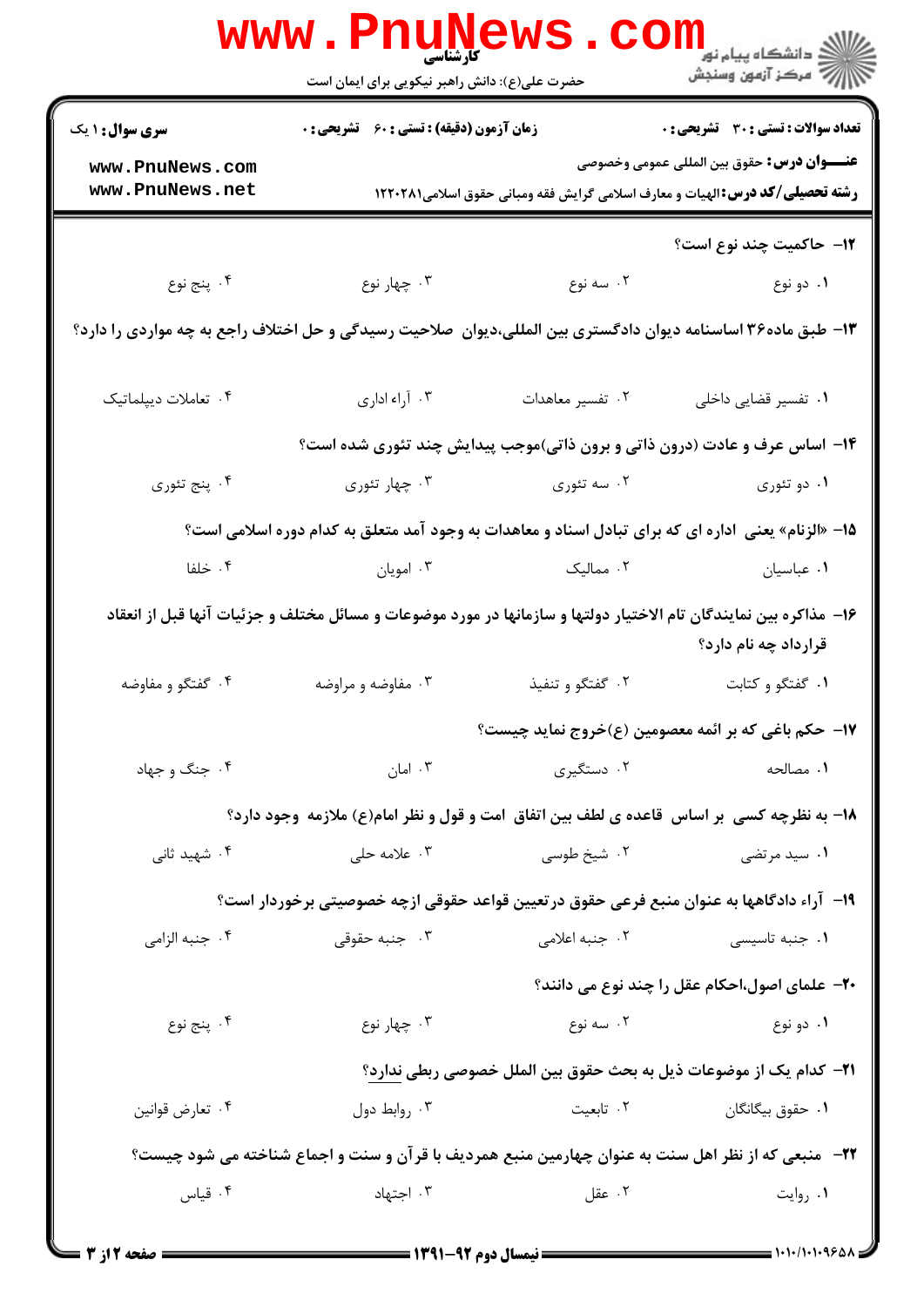۱۲- حاکمیت چند نوع است؟

۱. دو نوع
۲. سه نوع
۳. چهار نوع
۴. پنج نوع

۱۳- طبق ماده۳۶ اساسنامه دیوان دادگستری بین المللی،دیوان صلاحیت رسیدگی و حل اختلاف راجع به چه مواردی را دارد؟

۱. تفسیر قضایی داخلی
۲. تفسیر معاهدات
۳. آراء اداری
۴. تعاملات دیپلماتیک

۱۴- اساس عرف و عادت (درون ذاتی و برون ذاتی)موجب پیدایش چند تئوری شده است؟

۱. دو تئوری
۲. سه تئوری
۳. چهار تئوری
۴. پنج تئوری

۱۵- «الزنام» یعنی اداره ای که برای تبادل اسناد و معاهدات به وجود آمد متعلق به کدام دوره اسلامی است؟

۱. عباسیان
۲. ممالیک
۳. امویان
۴. خلفا

۱۶- مذاکره بین نمایندگان تام الاختیار دولتها و سازمانها در مورد موضوعات و مسائل مختلف و جزئیات آنها قبل از انعقاد قرارداد چه نام دارد؟

۱. گفتگو و کتابت
۲. گفتگو و تنفیذ
۳. مفاوضه و مراوضه
۴. گفتگو و مفاوضه

۱۷- حکم باغی که بر ائمه معصومین (ع)خروج نماید چیست؟

۱. مصالحه
۲. دستگیری
۳. امان
۴. جنگ و جهاد

۱۸- به نظرچه کسی بر اساس قاعده ی لطف بین اتفاق امت و قول و نظر امام(ع) ملازمه وجود دارد؟

۱. سید مرتضی
۲. شیخ طوسی
۳. علامه حلی
۴. شهید ثانی

۱۹- آراء دادگاهها به عنوان منبع فرعی حقوق در تعیین قواعد حقوقی ازچه خصوصیتی برخوردار است؟

۱. جنبه تاسیسی
۲. جنبه اعلامی
۳. جنبه حقوقی
۴. جنبه الزامی

۲۰- علمای اصول،احکام عقل را چند نوع می دانند؟

۱. دو نوع
۲. سه نوع
۳. چهار نوع
۴. پنج نوع

۲۱- کدام یک از موضوعات ذیل به بحث حقوق بین الملل خصوصی ربطی ندارد؟

۱. حقوق بیگانگان
۲. تابعیت
۳. روابط دول
۴. تعارض قوانین

۲۲- منبعی که از نظر اهل سنت به عنوان چهارمین منبع همردیف با قرآن و سنت و اجماع شناخته می شود چیست؟

۱. روایت
۲. عقل
۳. اجتهاد
۴. قیاس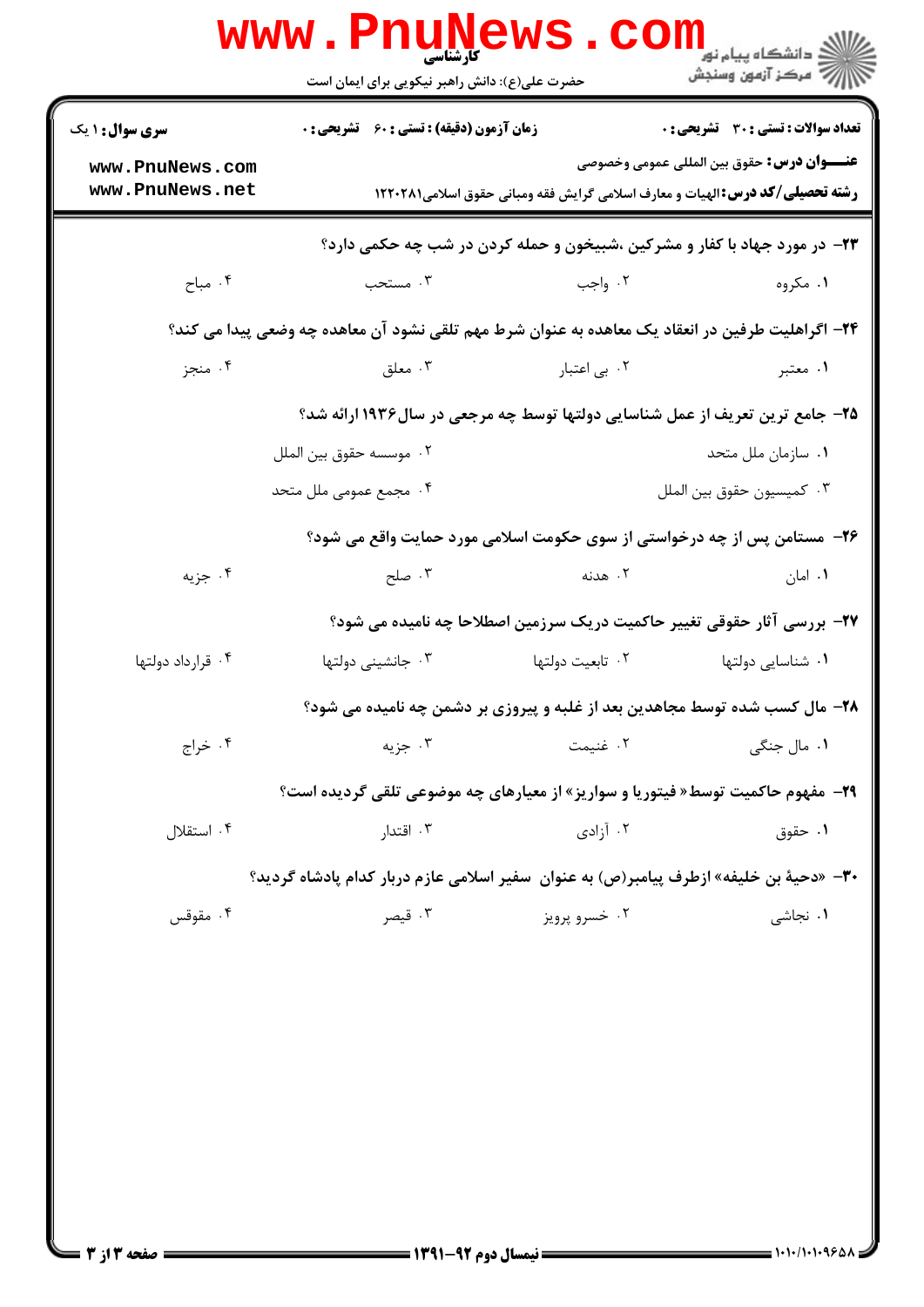۲۳- در مورد جهاد با کفار و مشرکین ،شبیخون و حمله کردن در شب چه حکمی دارد؟

۱. مکروه ۲. واجب ۳. مستحب ۴. مباح

۲۴- اگراهلیت طرفین در انعقاد یک معاهده به عنوان شرط مهم تلقی نشود آن معاهده چه وضعی پیدا می کند؟

۱. معتبر ۲. بی اعتبار ۳. معلق ۴. منجز

۲۵- جامع ترین تعریف از عمل شناسایی دولتها توسط چه مرجعی در سال۱۹۳۶ ارائه شد؟

۱. سازمان ملل متحد ۲. موسسه حقوق بین الملل ۳. کمیسیون حقوق بین الملل ۴. مجمع عمومی ملل متحد

۲۶- مستامن پس از چه درخواستی از سوی حکومت اسلامی مورد حمایت واقع می شود؟

۱. امان ۲. هدنه ۳. صلح ۴. جزیه

۲۷- بررسی آثار حقوقی تغییر حاکمیت دریک سرزمین اصطلاحا چه نامیده می شود؟

۱. شناسایی دولتها ۲. تابعیت دولتها ۳. جانشینی دولتها ۴. قرارداد دولتها

۲۸- مال کسب شده توسط مجاهدین بعد از غلبه و پیروزی بر دشمن چه نامیده می شود؟

۱. مال جنگی ۲. غنیمت ۳. جزیه ۴. خراج

۲۹- مفهوم حاکمیت توسط« فیتوریا و سواریز» از معیارهای چه موضوعی تلقی گردیده است؟

۱. حقوق ۲. آزادی ۳. اقتدار ۴. استقلال

۳۰- «دحیهٔ بن خلیفه» ازطرف پیامبر(ص) به عنوان سفیر اسلامی عازم دربار کدام پادشاه گردید؟

۱. نجاشی ۲. خسرو پرویز ۳. قیصر ۴. مقوقس